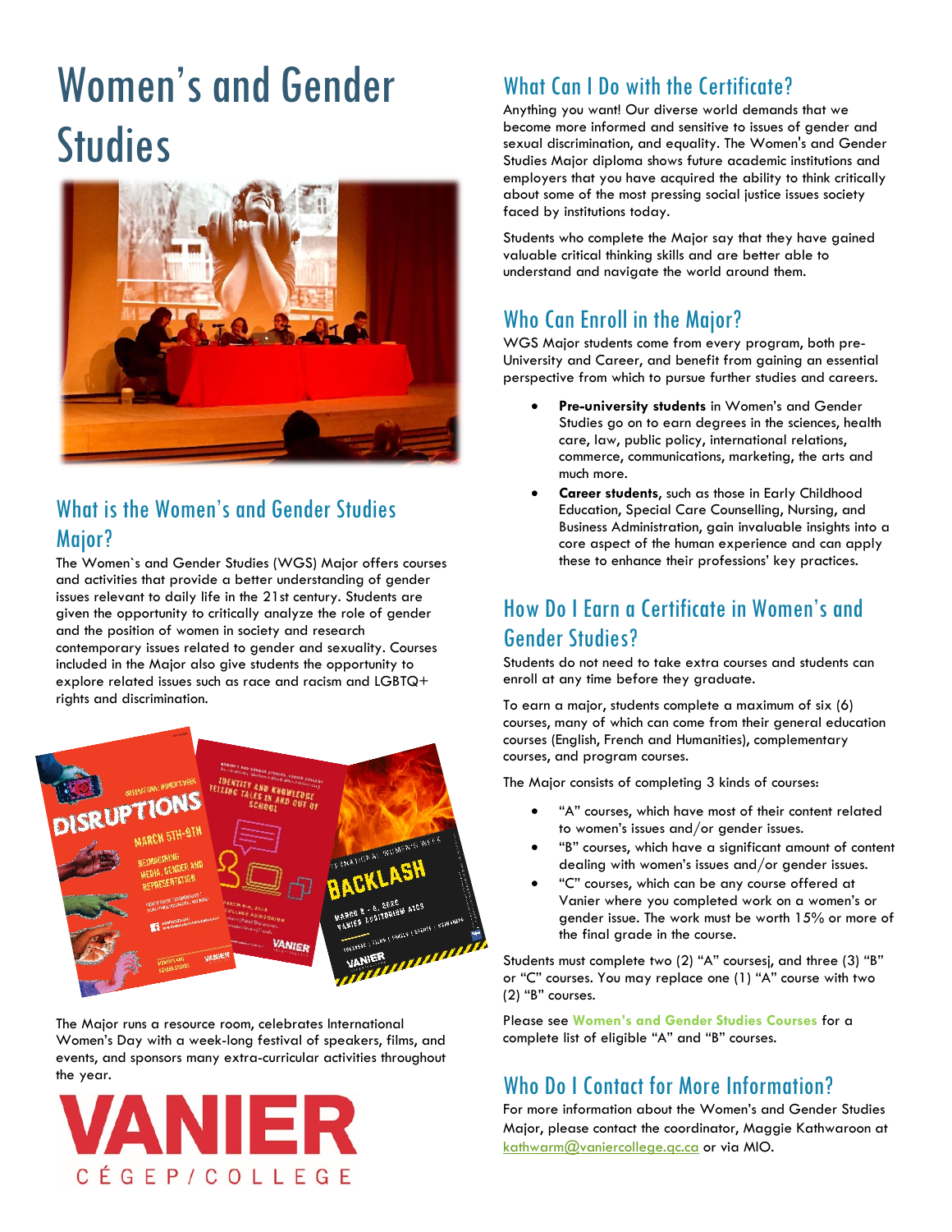# Women's and Gender Studies

## What is the Women's and Gender Studies Major?

The Women`s and Gender Studies (WGS) Major offers courses and activities that provide a better understanding of gender issues relevant to daily life in the 21st century. Students are given the opportunity to critically analyze the role of gender and the position of women in society and research contemporary issues related to gender and sexuality. Courses included in the Major also give students the opportunity to explore related issues such as race and racism and LGBTQ+ rights and discrimination.

The Major runs a resource room, celebrates International Women's Day with a week-long festival of speakers, films, and events, and sponsors many extra-curricular activities throughout the year.

VANIER
CÉGEP/COLLEGE

## What Can I Do with the Certificate?

Anything you want! Our diverse world demands that we become more informed and sensitive to issues of gender and sexual discrimination, and equality. The Women's and Gender Studies Major diploma shows future academic institutions and employers that you have acquired the ability to think critically about some of the most pressing social justice issues society faced by institutions today.

Students who complete the Major say that they have gained valuable critical thinking skills and are better able to understand and navigate the world around them.

## Who Can Enroll in the Major?

WGS Major students come from every program, both pre-University and Career, and benefit from gaining an essential perspective from which to pursue further studies and careers.

- **Pre-university students** in Women's and Gender Studies go on to earn degrees in the sciences, health care, law, public policy, international relations, commerce, communications, marketing, the arts and much more.
- **Career students**, such as those in Early Childhood Education, Special Care Counselling, Nursing, and Business Administration, gain invaluable insights into a core aspect of the human experience and can apply these to enhance their professions' key practices.

## How Do I Earn a Certificate in Women's and Gender Studies?

Students do not need to take extra courses and students can enroll at any time before they graduate.

To earn a major, students complete a maximum of six (6) courses, many of which can come from their general education courses (English, French and Humanities), complementary courses, and program courses.

The Major consists of completing 3 kinds of courses:

- "A" courses, which have most of their content related to women's issues and/or gender issues.
- "B" courses, which have a significant amount of content dealing with women's issues and/or gender issues.
- "C" courses, which can be any course offered at Vanier where you completed work on a women's or gender issue. The work must be worth 15% or more of the final grade in the course.

Students must complete two (2) "A" coursesj, and three (3) "B" or "C" courses. You may replace one (1) "A" course with two (2) "B" courses.

Please see **Women's and Gender Studies Courses** for a complete list of eligible "A" and "B" courses.

## Who Do I Contact for More Information?

For more information about the Women's and Gender Studies Major, please contact the coordinator, Maggie Kathwaroon at kathwarm@vaniercollege.qc.ca or via MIO.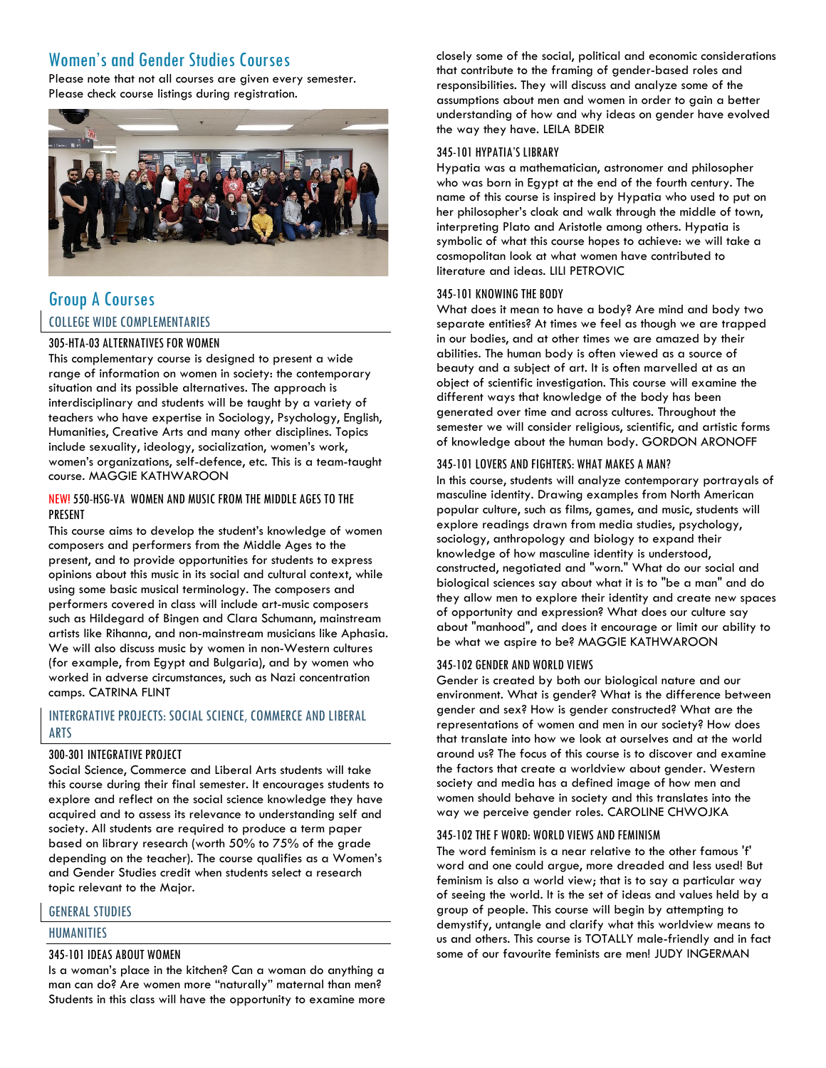## Women's and Gender Studies Courses

Please note that not all courses are given every semester. Please check course listings during registration.

## Group A Courses

### COLLEGE WIDE COMPLEMENTARIES

#### 305-HTA-03 ALTERNATIVES FOR WOMEN

This complementary course is designed to present a wide range of information on women in society: the contemporary situation and its possible alternatives. The approach is interdisciplinary and students will be taught by a variety of teachers who have expertise in Sociology, Psychology, English, Humanities, Creative Arts and many other disciplines. Topics include sexuality, ideology, socialization, women's work, women's organizations, self-defence, etc. This is a team-taught course. MAGGIE KATHWAROON

#### NEW! 550-HSG-VA WOMEN AND MUSIC FROM THE MIDDLE AGES TO THE PRESENT

This course aims to develop the student's knowledge of women composers and performers from the Middle Ages to the present, and to provide opportunities for students to express opinions about this music in its social and cultural context, while using some basic musical terminology. The composers and performers covered in class will include art-music composers such as Hildegard of Bingen and Clara Schumann, mainstream artists like Rihanna, and non-mainstream musicians like Aphasia. We will also discuss music by women in non-Western cultures (for example, from Egypt and Bulgaria), and by women who worked in adverse circumstances, such as Nazi concentration camps. CATRINA FLINT

### INTERGRATIVE PROJECTS: SOCIAL SCIENCE, COMMERCE AND LIBERAL ARTS

#### 300-301 INTEGRATIVE PROJECT

Social Science, Commerce and Liberal Arts students will take this course during their final semester. It encourages students to explore and reflect on the social science knowledge they have acquired and to assess its relevance to understanding self and society. All students are required to produce a term paper based on library research (worth 50% to 75% of the grade depending on the teacher). The course qualifies as a Women's and Gender Studies credit when students select a research topic relevant to the Major.

### GENERAL STUDIES

### HUMANITIES

#### 345-101 IDEAS ABOUT WOMEN

Is a woman's place in the kitchen? Can a woman do anything a man can do? Are women more "naturally" maternal than men? Students in this class will have the opportunity to examine more closely some of the social, political and economic considerations that contribute to the framing of gender-based roles and responsibilities. They will discuss and analyze some of the assumptions about men and women in order to gain a better understanding of how and why ideas on gender have evolved the way they have. LEILA BDEIR

#### 345-101 HYPATIA'S LIBRARY

Hypatia was a mathematician, astronomer and philosopher who was born in Egypt at the end of the fourth century. The name of this course is inspired by Hypatia who used to put on her philosopher's cloak and walk through the middle of town, interpreting Plato and Aristotle among others. Hypatia is symbolic of what this course hopes to achieve: we will take a cosmopolitan look at what women have contributed to literature and ideas. LILI PETROVIC

#### 345-101 KNOWING THE BODY

What does it mean to have a body? Are mind and body two separate entities? At times we feel as though we are trapped in our bodies, and at other times we are amazed by their abilities. The human body is often viewed as a source of beauty and a subject of art. It is often marvelled at as an object of scientific investigation. This course will examine the different ways that knowledge of the body has been generated over time and across cultures. Throughout the semester we will consider religious, scientific, and artistic forms of knowledge about the human body. GORDON ARONOFF

#### 345-101 LOVERS AND FIGHTERS: WHAT MAKES A MAN?

In this course, students will analyze contemporary portrayals of masculine identity. Drawing examples from North American popular culture, such as films, games, and music, students will explore readings drawn from media studies, psychology, sociology, anthropology and biology to expand their knowledge of how masculine identity is understood, constructed, negotiated and "worn." What do our social and biological sciences say about what it is to "be a man" and do they allow men to explore their identity and create new spaces of opportunity and expression? What does our culture say about "manhood", and does it encourage or limit our ability to be what we aspire to be? MAGGIE KATHWAROON

#### 345-102 GENDER AND WORLD VIEWS

Gender is created by both our biological nature and our environment. What is gender? What is the difference between gender and sex? How is gender constructed? What are the representations of women and men in our society? How does that translate into how we look at ourselves and at the world around us? The focus of this course is to discover and examine the factors that create a worldview about gender. Western society and media has a defined image of how men and women should behave in society and this translates into the way we perceive gender roles. CAROLINE CHWOJKA

#### 345-102 THE F WORD: WORLD VIEWS AND FEMINISM

The word feminism is a near relative to the other famous 'f' word and one could argue, more dreaded and less used! But feminism is also a world view; that is to say a particular way of seeing the world. It is the set of ideas and values held by a group of people. This course will begin by attempting to demystify, untangle and clarify what this worldview means to us and others. This course is TOTALLY male-friendly and in fact some of our favourite feminists are men! JUDY INGERMAN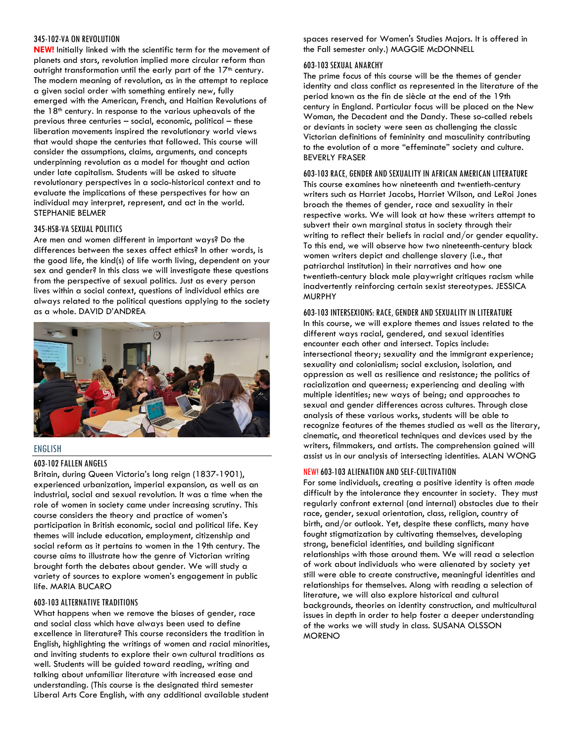### 345-102-VA ON REVOLUTION

**NEW!** Initially linked with the scientific term for the movement of planets and stars, revolution implied more circular reform than outright transformation until the early part of the 17th century. The modern meaning of revolution, as in the attempt to replace a given social order with something entirely new, fully emerged with the American, French, and Haitian Revolutions of the 18th century. In response to the various upheavals of the previous three centuries – social, economic, political – these liberation movements inspired the revolutionary world views that would shape the centuries that followed. This course will consider the assumptions, claims, arguments, and concepts underpinning revolution as a model for thought and action under late capitalism. Students will be asked to situate revolutionary perspectives in a socio-historical context and to evaluate the implications of these perspectives for how an individual may interpret, represent, and act in the world. STEPHANIE BELMER

### 345-HSB-VA SEXUAL POLITICS

Are men and women different in important ways? Do the differences between the sexes affect ethics? In other words, is the good life, the kind(s) of life worth living, dependent on your sex and gender? In this class we will investigate these questions from the perspective of sexual politics. Just as every person lives within a social context, questions of individual ethics are always related to the political questions applying to the society as a whole. DAVID D'ANDREA

## ENGLISH

### 603-102 FALLEN ANGELS

Britain, during Queen Victoria's long reign (1837-1901), experienced urbanization, imperial expansion, as well as an industrial, social and sexual revolution. It was a time when the role of women in society came under increasing scrutiny. This course considers the theory and practice of women's participation in British economic, social and political life. Key themes will include education, employment, citizenship and social reform as it pertains to women in the 19th century. The course aims to illustrate how the genre of Victorian writing brought forth the debates about gender. We will study a variety of sources to explore women's engagement in public life. MARIA BUCARO

### 603-103 ALTERNATIVE TRADITIONS

What happens when we remove the biases of gender, race and social class which have always been used to define excellence in literature? This course reconsiders the tradition in English, highlighting the writings of women and racial minorities, and inviting students to explore their own cultural traditions as well. Students will be guided toward reading, writing and talking about unfamiliar literature with increased ease and understanding. (This course is the designated third semester Liberal Arts Core English, with any additional available student spaces reserved for Women's Studies Majors. It is offered in the Fall semester only.) MAGGIE McDONNELL

### 603-103 SEXUAL ANARCHY

The prime focus of this course will be the themes of gender identity and class conflict as represented in the literature of the period known as the fin de siècle at the end of the 19th century in England. Particular focus will be placed on the New Woman, the Decadent and the Dandy. These so-called rebels or deviants in society were seen as challenging the classic Victorian definitions of femininity and masculinity contributing to the evolution of a more "effeminate" society and culture. BEVERLY FRASER

### 603-103 RACE, GENDER AND SEXUALITY IN AFRICAN AMERICAN LITERATURE

This course examines how nineteenth and twentieth-century writers such as Harriet Jacobs, Harriet Wilson, and LeRoi Jones broach the themes of gender, race and sexuality in their respective works. We will look at how these writers attempt to subvert their own marginal status in society through their writing to reflect their beliefs in racial and/or gender equality. To this end, we will observe how two nineteenth-century black women writers depict and challenge slavery (i.e., that patriarchal institution) in their narratives and how one twentieth-century black male playwright critiques racism while inadvertently reinforcing certain sexist stereotypes. JESSICA MURPHY

### 603-103 INTERSEXIONS: RACE, GENDER AND SEXUALITY IN LITERATURE

In this course, we will explore themes and issues related to the different ways racial, gendered, and sexual identities encounter each other and intersect. Topics include: intersectional theory; sexuality and the immigrant experience; sexuality and colonialism; social exclusion, isolation, and oppression as well as resilience and resistance; the politics of racialization and queerness; experiencing and dealing with multiple identities; new ways of being; and approaches to sexual and gender differences across cultures. Through close analysis of these various works, students will be able to recognize features of the themes studied as well as the literary, cinematic, and theoretical techniques and devices used by the writers, filmmakers, and artists. The comprehension gained will assist us in our analysis of intersecting identities. ALAN WONG

### NEW! 603-103 ALIENATION AND SELF-CULTIVATION

For some individuals, creating a positive identity is often *made* difficult by the intolerance they encounter in society. They must regularly confront external (and internal) obstacles due to their race, gender, sexual orientation, class, religion, country of birth, and/or outlook. Yet, despite these conflicts, many have fought stigmatization by cultivating themselves, developing strong, beneficial identities, and building significant relationships with those around them. We will read a selection of work about individuals who were alienated by society yet still were able to create constructive, meaningful identities and relationships for themselves. Along with reading a selection of literature, we will also explore historical and cultural backgrounds, theories on identity construction, and multicultural issues in depth in order to help foster a deeper understanding of the works we will study in class. SUSANA OLSSON MORENO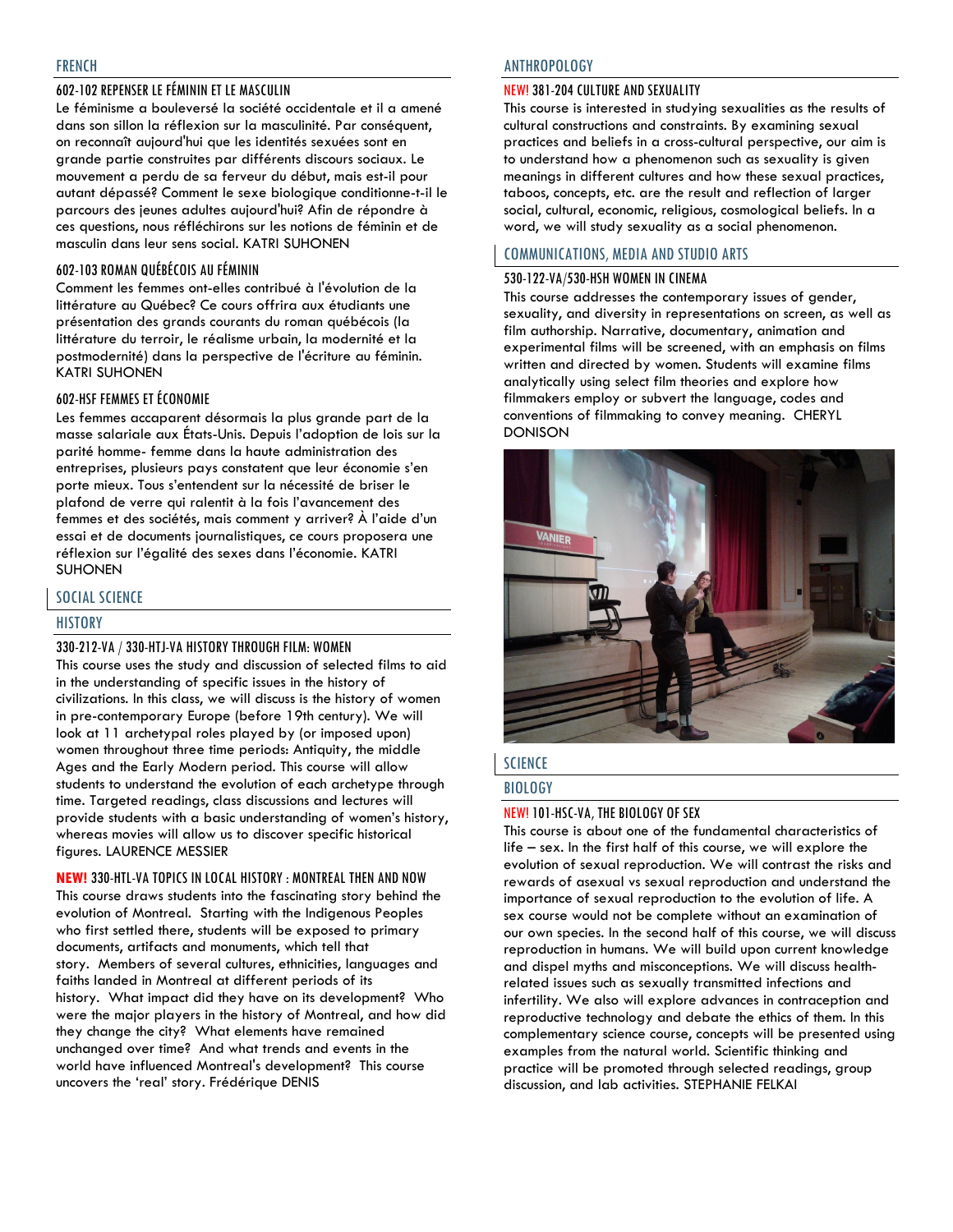## FRENCH

### 602-102 REPENSER LE FÉMININ ET LE MASCULIN

Le féminisme a bouleversé la société occidentale et il a amené dans son sillon la réflexion sur la masculinité. Par conséquent, on reconnaît aujourd'hui que les identités sexuées sont en grande partie construites par différents discours sociaux. Le mouvement a perdu de sa ferveur du début, mais est-il pour autant dépassé? Comment le sexe biologique conditionne-t-il le parcours des jeunes adultes aujourd'hui? Afin de répondre à ces questions, nous réfléchirons sur les notions de féminin et de masculin dans leur sens social. KATRI SUHONEN

### 602-103 ROMAN QUÉBÉCOIS AU FÉMININ

Comment les femmes ont-elles contribué à l'évolution de la littérature au Québec? Ce cours offrira aux étudiants une présentation des grands courants du roman québécois (la littérature du terroir, le réalisme urbain, la modernité et la postmodernité) dans la perspective de l'écriture au féminin. KATRI SUHONEN

### 602-HSF FEMMES ET ÉCONOMIE

Les femmes accaparent désormais la plus grande part de la masse salariale aux États-Unis. Depuis l'adoption de lois sur la parité homme- femme dans la haute administration des entreprises, plusieurs pays constatent que leur économie s'en porte mieux. Tous s'entendent sur la nécessité de briser le plafond de verre qui ralentit à la fois l'avancement des femmes et des sociétés, mais comment y arriver? À l'aide d'un essai et de documents journalistiques, ce cours proposera une réflexion sur l'égalité des sexes dans l'économie. KATRI SUHONEN

## SOCIAL SCIENCE

## HISTORY

### 330-212-VA / 330-HTJ-VA HISTORY THROUGH FILM: WOMEN

This course uses the study and discussion of selected films to aid in the understanding of specific issues in the history of civilizations. In this class, we will discuss is the history of women in pre-contemporary Europe (before 19th century). We will look at 11 archetypal roles played by (or imposed upon) women throughout three time periods: Antiquity, the middle Ages and the Early Modern period. This course will allow students to understand the evolution of each archetype through time. Targeted readings, class discussions and lectures will provide students with a basic understanding of women's history, whereas movies will allow us to discover specific historical figures. LAURENCE MESSIER

### NEW! 330-HTL-VA TOPICS IN LOCAL HISTORY : MONTREAL THEN AND NOW

This course draws students into the fascinating story behind the evolution of Montreal. Starting with the Indigenous Peoples who first settled there, students will be exposed to primary documents, artifacts and monuments, which tell that story. Members of several cultures, ethnicities, languages and faiths landed in Montreal at different periods of its history. What impact did they have on its development? Who were the major players in the history of Montreal, and how did they change the city? What elements have remained unchanged over time? And what trends and events in the world have influenced Montreal's development? This course uncovers the 'real' story. Frédérique DENIS

## ANTHROPOLOGY

### NEW! 381-204 CULTURE AND SEXUALITY

This course is interested in studying sexualities as the results of cultural constructions and constraints. By examining sexual practices and beliefs in a cross-cultural perspective, our aim is to understand how a phenomenon such as sexuality is given meanings in different cultures and how these sexual practices, taboos, concepts, etc. are the result and reflection of larger social, cultural, economic, religious, cosmological beliefs. In a word, we will study sexuality as a social phenomenon.

## COMMUNICATIONS, MEDIA AND STUDIO ARTS

### 530-122-VA/530-HSH WOMEN IN CINEMA

This course addresses the contemporary issues of gender, sexuality, and diversity in representations on screen, as well as film authorship. Narrative, documentary, animation and experimental films will be screened, with an emphasis on films written and directed by women. Students will examine films analytically using select film theories and explore how filmmakers employ or subvert the language, codes and conventions of filmmaking to convey meaning. CHERYL DONISON

## SCIENCE

## BIOLOGY

### NEW! 101-HSC-VA, THE BIOLOGY OF SEX

This course is about one of the fundamental characteristics of life – sex. In the first half of this course, we will explore the evolution of sexual reproduction. We will contrast the risks and rewards of asexual vs sexual reproduction and understand the importance of sexual reproduction to the evolution of life. A sex course would not be complete without an examination of our own species. In the second half of this course, we will discuss reproduction in humans. We will build upon current knowledge and dispel myths and misconceptions. We will discuss health-related issues such as sexually transmitted infections and infertility. We also will explore advances in contraception and reproductive technology and debate the ethics of them. In this complementary science course, concepts will be presented using examples from the natural world. Scientific thinking and practice will be promoted through selected readings, group discussion, and lab activities. STEPHANIE FELKAI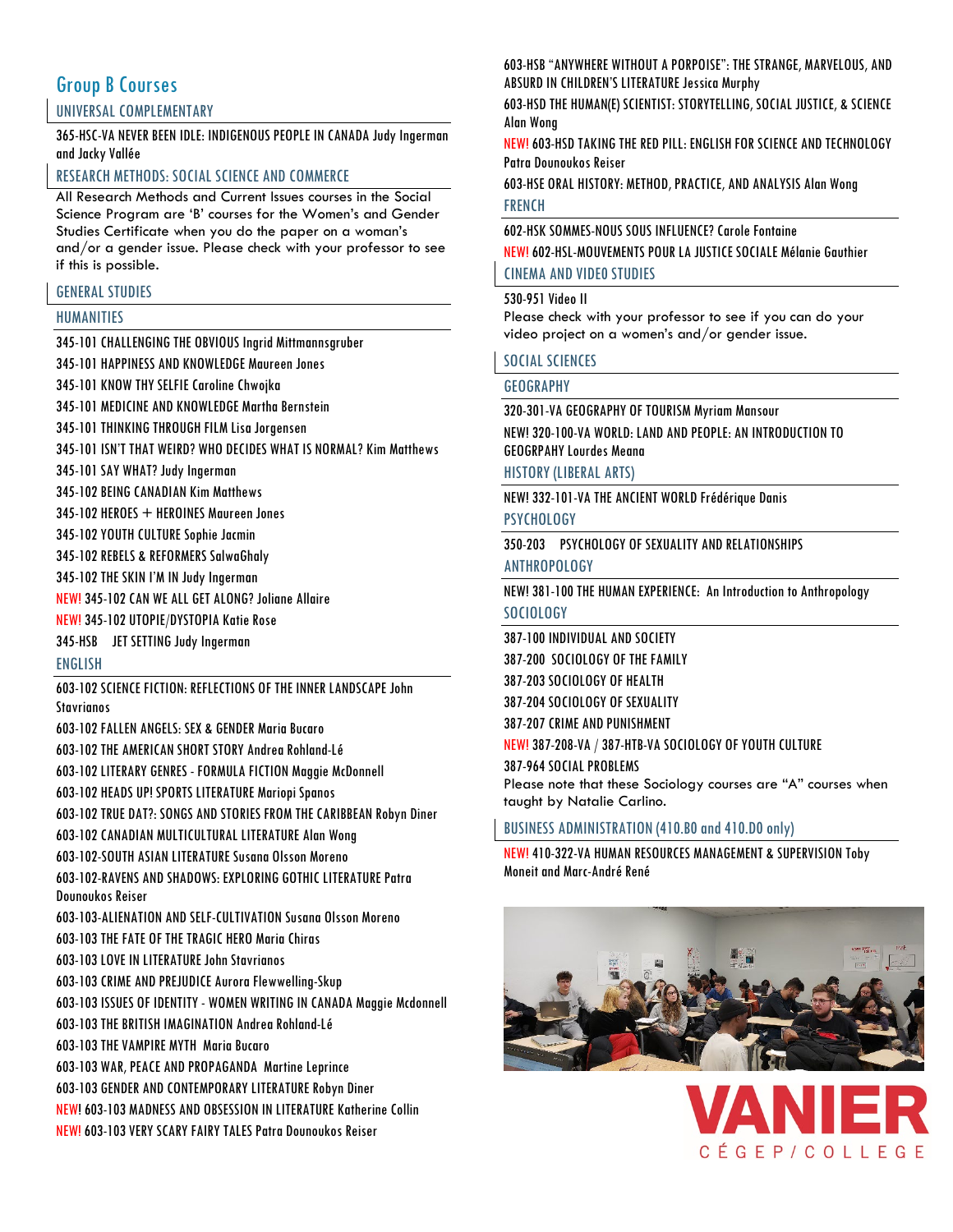## Group B Courses

### UNIVERSAL COMPLEMENTARY

365-HSC-VA NEVER BEEN IDLE: INDIGENOUS PEOPLE IN CANADA Judy Ingerman and Jacky Vallée

### RESEARCH METHODS: SOCIAL SCIENCE AND COMMERCE

All Research Methods and Current Issues courses in the Social Science Program are 'B' courses for the Women's and Gender Studies Certificate when you do the paper on a woman's and/or a gender issue. Please check with your professor to see if this is possible.

### GENERAL STUDIES

### HUMANITIES

345-101 CHALLENGING THE OBVIOUS Ingrid Mittmannsgruber

345-101 HAPPINESS AND KNOWLEDGE Maureen Jones

345-101 KNOW THY SELFIE Caroline Chwojka

345-101 MEDICINE AND KNOWLEDGE Martha Bernstein

345-101 THINKING THROUGH FILM Lisa Jorgensen

345-101 ISN'T THAT WEIRD? WHO DECIDES WHAT IS NORMAL? Kim Matthews

345-101 SAY WHAT? Judy Ingerman

345-102 BEING CANADIAN Kim Matthews

345-102 HEROES + HEROINES Maureen Jones

345-102 YOUTH CULTURE Sophie Jacmin

345-102 REBELS & REFORMERS SalwaGhaly

345-102 THE SKIN I'M IN Judy Ingerman

NEW! 345-102 CAN WE ALL GET ALONG? Joliane Allaire

NEW! 345-102 UTOPIE/DYSTOPIA Katie Rose

345-HSB JET SETTING Judy Ingerman

### ENGLISH

603-102 SCIENCE FICTION: REFLECTIONS OF THE INNER LANDSCAPE John Stavrianos

603-102 FALLEN ANGELS: SEX & GENDER Maria Bucaro

603-102 THE AMERICAN SHORT STORY Andrea Rohland-Lé

603-102 LITERARY GENRES - FORMULA FICTION Maggie McDonnell

603-102 HEADS UP! SPORTS LITERATURE Mariopi Spanos

603-102 TRUE DAT?: SONGS AND STORIES FROM THE CARIBBEAN Robyn Diner

603-102 CANADIAN MULTICULTURAL LITERATURE Alan Wong

603-102-SOUTH ASIAN LITERATURE Susana Olsson Moreno

603-102-RAVENS AND SHADOWS: EXPLORING GOTHIC LITERATURE Patra Dounoukos Reiser

603-103-ALIENATION AND SELF-CULTIVATION Susana Olsson Moreno

603-103 THE FATE OF THE TRAGIC HERO Maria Chiras

603-103 LOVE IN LITERATURE John Stavrianos

603-103 CRIME AND PREJUDICE Aurora Flewwelling-Skup

603-103 ISSUES OF IDENTITY - WOMEN WRITING IN CANADA Maggie Mcdonnell

603-103 THE BRITISH IMAGINATION Andrea Rohland-Lé

603-103 THE VAMPIRE MYTH Maria Bucaro

603-103 WAR, PEACE AND PROPAGANDA Martine Leprince

603-103 GENDER AND CONTEMPORARY LITERATURE Robyn Diner

NEW! 603-103 MADNESS AND OBSESSION IN LITERATURE Katherine Collin

NEW! 603-103 VERY SCARY FAIRY TALES Patra Dounoukos Reiser

603-HSB "ANYWHERE WITHOUT A PORPOISE": THE STRANGE, MARVELOUS, AND ABSURD IN CHILDREN'S LITERATURE Jessica Murphy

603-HSD THE HUMAN(E) SCIENTIST: STORYTELLING, SOCIAL JUSTICE, & SCIENCE Alan Wong

NEW! 603-HSD TAKING THE RED PILL: ENGLISH FOR SCIENCE AND TECHNOLOGY Patra Dounoukos Reiser

603-HSE ORAL HISTORY: METHOD, PRACTICE, AND ANALYSIS Alan Wong

### FRENCH

602-HSK SOMMES-NOUS SOUS INFLUENCE? Carole Fontaine

NEW! 602-HSL-MOUVEMENTS POUR LA JUSTICE SOCIALE Mélanie Gauthier

### CINEMA AND VIDEO STUDIES

530-951 Video II
Please check with your professor to see if you can do your video project on a women's and/or gender issue.

### SOCIAL SCIENCES

### GEOGRAPHY

320-301-VA GEOGRAPHY OF TOURISM Myriam Mansour

NEW! 320-100-VA WORLD: LAND AND PEOPLE: AN INTRODUCTION TO GEOGRPAHY Lourdes Meana

### HISTORY (LIBERAL ARTS)

NEW! 332-101-VA THE ANCIENT WORLD Frédérique Danis

### PSYCHOLOGY

350-203 PSYCHOLOGY OF SEXUALITY AND RELATIONSHIPS

### ANTHROPOLOGY

NEW! 381-100 THE HUMAN EXPERIENCE: An Introduction to Anthropology

### SOCIOLOGY

387-100 INDIVIDUAL AND SOCIETY

387-200 SOCIOLOGY OF THE FAMILY

387-203 SOCIOLOGY OF HEALTH

387-204 SOCIOLOGY OF SEXUALITY

387-207 CRIME AND PUNISHMENT

NEW! 387-208-VA / 387-HTB-VA SOCIOLOGY OF YOUTH CULTURE

387-964 SOCIAL PROBLEMS

Please note that these Sociology courses are "A" courses when taught by Natalie Carlino.

### BUSINESS ADMINISTRATION (410.B0 and 410.D0 only)

NEW! 410-322-VA HUMAN RESOURCES MANAGEMENT & SUPERVISION Toby Moneit and Marc-André René

VANIER CÉGEP/COLLEGE